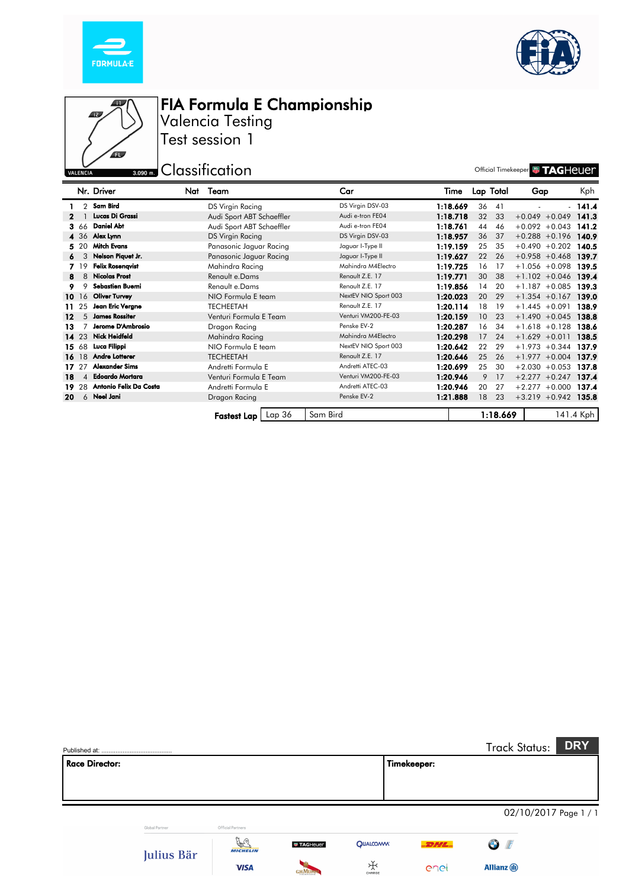# FIA Formula E Championship

Valencia Testing

Test session 1

## Classification

Official Timekeeper TAGHeuer

| | Nr. | Driver | Nat | Team | Car | Time | Lap | Total | Gap | | Kph |
|---|---|---|---|---|---|---|---|---|---|---|---|
| 1 | 2 | Sam Bird | | DS Virgin Racing | DS Virgin DSV-03 | 1:18.669 | 36 | 41 | - | - | 141.4 |
| 2 | 1 | Lucas Di Grassi | | Audi Sport ABT Schaeffler | Audi e-tron FE04 | 1:18.718 | 32 | 33 | +0.049 | +0.049 | 141.3 |
| 3 | 66 | Daniel Abt | | Audi Sport ABT Schaeffler | Audi e-tron FE04 | 1:18.761 | 44 | 46 | +0.092 | +0.043 | 141.2 |
| 4 | 36 | Alex Lynn | | DS Virgin Racing | DS Virgin DSV-03 | 1:18.957 | 36 | 37 | +0.288 | +0.196 | 140.9 |
| 5 | 20 | Mitch Evans | | Panasonic Jaguar Racing | Jaguar I-Type II | 1:19.159 | 25 | 35 | +0.490 | +0.202 | 140.5 |
| 6 | 3 | Nelson Piquet Jr. | | Panasonic Jaguar Racing | Jaguar I-Type II | 1:19.627 | 22 | 26 | +0.958 | +0.468 | 139.7 |
| 7 | 19 | Felix Rosenqvist | | Mahindra Racing | Mahindra M4Electro | 1:19.725 | 16 | 17 | +1.056 | +0.098 | 139.5 |
| 8 | 8 | Nicolas Prost | | Renault e.Dams | Renault Z.E. 17 | 1:19.771 | 30 | 38 | +1.102 | +0.046 | 139.4 |
| 9 | 9 | Sebastien Buemi | | Renault e.Dams | Renault Z.E. 17 | 1:19.856 | 14 | 20 | +1.187 | +0.085 | 139.3 |
| 10 | 16 | Oliver Turvey | | NIO Formula E team | NextEV NIO Sport 003 | 1:20.023 | 20 | 29 | +1.354 | +0.167 | 139.0 |
| 11 | 25 | Jean Eric Vergne | | TECHEETAH | Renault Z.E. 17 | 1:20.114 | 18 | 19 | +1.445 | +0.091 | 138.9 |
| 12 | 5 | James Rossiter | | Venturi Formula E Team | Venturi VM200-FE-03 | 1:20.159 | 10 | 23 | +1.490 | +0.045 | 138.8 |
| 13 | 7 | Jerome D'Ambrosio | | Dragon Racing | Penske EV-2 | 1:20.287 | 16 | 34 | +1.618 | +0.128 | 138.6 |
| 14 | 23 | Nick Heidfeld | | Mahindra Racing | Mahindra M4Electro | 1:20.298 | 17 | 24 | +1.629 | +0.011 | 138.5 |
| 15 | 68 | Luca Filippi | | NIO Formula E team | NextEV NIO Sport 003 | 1:20.642 | 22 | 29 | +1.973 | +0.344 | 137.9 |
| 16 | 18 | Andre Lotterer | | TECHEETAH | Renault Z.E. 17 | 1:20.646 | 25 | 26 | +1.977 | +0.004 | 137.9 |
| 17 | 27 | Alexander Sims | | Andretti Formula E | Andretti ATEC-03 | 1:20.699 | 25 | 30 | +2.030 | +0.053 | 137.8 |
| 18 | 4 | Edoardo Mortara | | Venturi Formula E Team | Venturi VM200-FE-03 | 1:20.946 | 9 | 17 | +2.277 | +0.247 | 137.4 |
| 19 | 28 | Antonio Felix Da Costa | | Andretti Formula E | Andretti ATEC-03 | 1:20.946 | 20 | 27 | +2.277 | +0.000 | 137.4 |
| 20 | 6 | Neel Jani | | Dragon Racing | Penske EV-2 | 1:21.888 | 18 | 23 | +3.219 | +0.942 | 135.8 |

| Fastest Lap | Lap 36 | Sam Bird | 1:18.669 | 141.4 Kph |
|---|---|---|---|---|

Published at: ......................................

Track Status: **DRY**

| Race Director: | Timekeeper: |
|---|---|
| | |

02/10/2017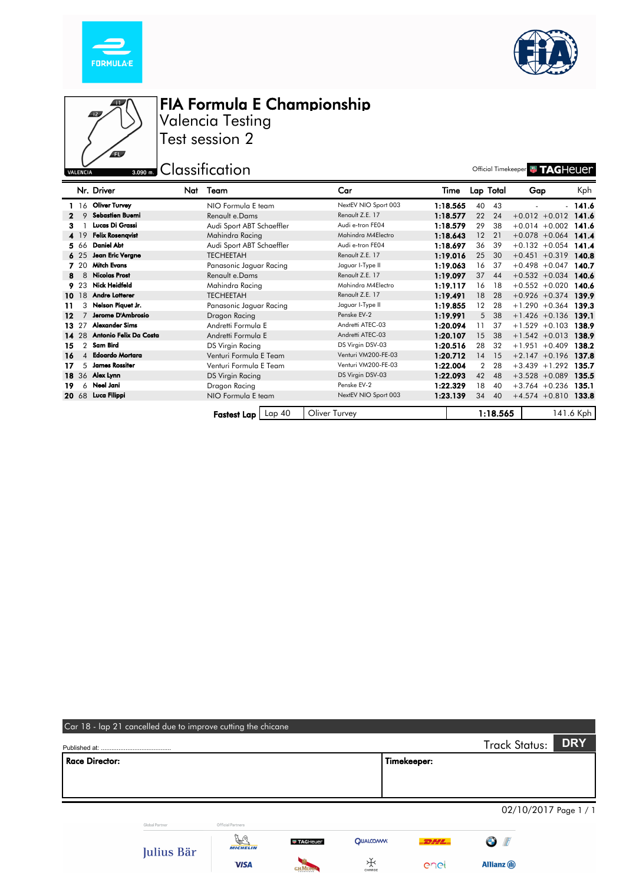# FIA Formula E Championship

## Valencia Testing

## Test session 2

## Classification

VALENCIA 3.090 m.

Official Timekeeper TAGHeuer

| | Nr. | Driver | Nat | Team | Car | Time | Lap | Total | Gap | | Kph |
|---|---|---|---|---|---|---|---|---|---|---|---|
| 1 | 16 | **Oliver Turvey** | | NIO Formula E team | NextEV NIO Sport 003 | **1:18.565** | 40 | 43 | - | - | **141.6** |
| 2 | 9 | **Sebastien Buemi** | | Renault e.Dams | Renault Z.E. 17 | **1:18.577** | 22 | 24 | +0.012 | +0.012 | **141.6** |
| 3 | 1 | **Lucas Di Grassi** | | Audi Sport ABT Schaeffler | Audi e-tron FE04 | **1:18.579** | 29 | 38 | +0.014 | +0.002 | **141.6** |
| 4 | 19 | **Felix Rosenqvist** | | Mahindra Racing | Mahindra M4Electro | **1:18.643** | 12 | 21 | +0.078 | +0.064 | **141.4** |
| 5 | 66 | **Daniel Abt** | | Audi Sport ABT Schaeffler | Audi e-tron FE04 | **1:18.697** | 36 | 39 | +0.132 | +0.054 | **141.4** |
| 6 | 25 | **Jean Eric Vergne** | | TECHEETAH | Renault Z.E. 17 | **1:19.016** | 25 | 30 | +0.451 | +0.319 | **140.8** |
| 7 | 20 | **Mitch Evans** | | Panasonic Jaguar Racing | Jaguar I-Type II | **1:19.063** | 16 | 37 | +0.498 | +0.047 | **140.7** |
| 8 | 8 | **Nicolas Prost** | | Renault e.Dams | Renault Z.E. 17 | **1:19.097** | 37 | 44 | +0.532 | +0.034 | **140.6** |
| 9 | 23 | **Nick Heidfeld** | | Mahindra Racing | Mahindra M4Electro | **1:19.117** | 16 | 18 | +0.552 | +0.020 | **140.6** |
| 10 | 18 | **Andre Lotterer** | | TECHEETAH | Renault Z.E. 17 | **1:19.491** | 18 | 28 | +0.926 | +0.374 | **139.9** |
| 11 | 3 | **Nelson Piquet Jr.** | | Panasonic Jaguar Racing | Jaguar I-Type II | **1:19.855** | 12 | 28 | +1.290 | +0.364 | **139.3** |
| 12 | 7 | **Jerome D'Ambrosio** | | Dragon Racing | Penske EV-2 | **1:19.991** | 5 | 38 | +1.426 | +0.136 | **139.1** |
| 13 | 27 | **Alexander Sims** | | Andretti Formula E | Andretti ATEC-03 | **1:20.094** | 11 | 37 | +1.529 | +0.103 | **138.9** |
| 14 | 28 | **Antonio Felix Da Costa** | | Andretti Formula E | Andretti ATEC-03 | **1:20.107** | 15 | 38 | +1.542 | +0.013 | **138.9** |
| 15 | 2 | **Sam Bird** | | DS Virgin Racing | DS Virgin DSV-03 | **1:20.516** | 28 | 32 | +1.951 | +0.409 | **138.2** |
| 16 | 4 | **Edoardo Mortara** | | Venturi Formula E Team | Venturi VM200-FE-03 | **1:20.712** | 14 | 15 | +2.147 | +0.196 | **137.8** |
| 17 | 5 | **James Rossiter** | | Venturi Formula E Team | Venturi VM200-FE-03 | **1:22.004** | 2 | 28 | +3.439 | +1.292 | **135.7** |
| 18 | 36 | **Alex Lynn** | | DS Virgin Racing | DS Virgin DSV-03 | **1:22.093** | 42 | 48 | +3.528 | +0.089 | **135.5** |
| 19 | 6 | **Neel Jani** | | Dragon Racing | Penske EV-2 | **1:22.329** | 18 | 40 | +3.764 | +0.236 | **135.1** |
| 20 | 68 | **Luca Filippi** | | NIO Formula E team | NextEV NIO Sport 003 | **1:23.139** | 34 | 40 | +4.574 | +0.810 | **133.8** |

| **Fastest Lap** | Lap 40 | Oliver Turvey | **1:18.565** | 141.6 Kph |
|---|---|---|---|---|

Car 18 - lap 21 cancelled due to improve cutting the chicane

Published at: ........................................

Track Status: **DRY**

| **Race Director:** | **Timekeeper:** |
|---|---|
| | |

02/10/2017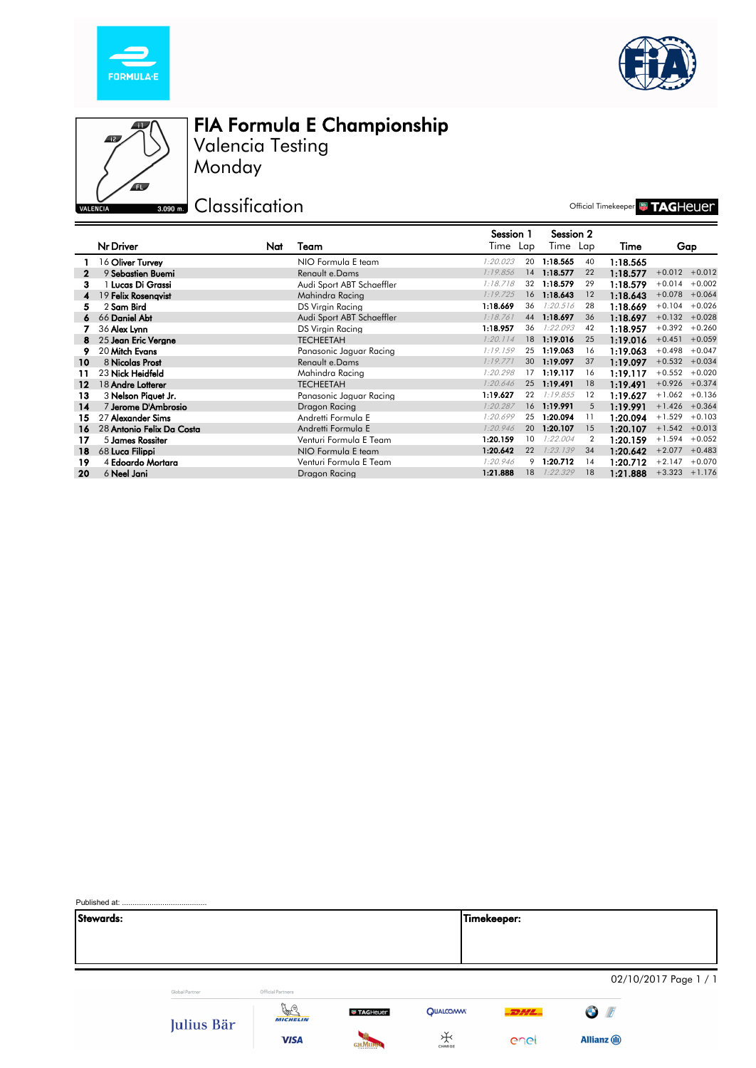# FIA Formula E Championship

## Valencia Testing

## Monday

## Classification

Official Timekeeper TAGHeuer

| | Nr | Driver | Nat | Team | Session 1 Time | Session 1 Lap | Session 2 Time | Session 2 Lap | Time | Gap | |
|---|---|---|---|---|---|---|---|---|---|---|---|
| 1 | 16 | Oliver Turvey | | NIO Formula E team | 1:20.023 | 20 | 1:18.565 | 40 | 1:18.565 | | |
| 2 | 9 | Sebastien Buemi | | Renault e.Dams | 1:19.856 | 14 | 1:18.577 | 22 | 1:18.577 | +0.012 | +0.012 |
| 3 | 1 | Lucas Di Grassi | | Audi Sport ABT Schaeffler | 1:18.718 | 32 | 1:18.579 | 29 | 1:18.579 | +0.014 | +0.002 |
| 4 | 19 | Felix Rosenqvist | | Mahindra Racing | 1:19.725 | 16 | 1:18.643 | 12 | 1:18.643 | +0.078 | +0.064 |
| 5 | 2 | Sam Bird | | DS Virgin Racing | 1:18.669 | 36 | 1:20.516 | 28 | 1:18.669 | +0.104 | +0.026 |
| 6 | 66 | Daniel Abt | | Audi Sport ABT Schaeffler | 1:18.761 | 44 | 1:18.697 | 36 | 1:18.697 | +0.132 | +0.028 |
| 7 | 36 | Alex Lynn | | DS Virgin Racing | 1:18.957 | 36 | 1:22.093 | 42 | 1:18.957 | +0.392 | +0.260 |
| 8 | 25 | Jean Eric Vergne | | TECHEETAH | 1:20.114 | 18 | 1:19.016 | 25 | 1:19.016 | +0.451 | +0.059 |
| 9 | 20 | Mitch Evans | | Panasonic Jaguar Racing | 1:19.159 | 25 | 1:19.063 | 16 | 1:19.063 | +0.498 | +0.047 |
| 10 | 8 | Nicolas Prost | | Renault e.Dams | 1:19.771 | 30 | 1:19.097 | 37 | 1:19.097 | +0.532 | +0.034 |
| 11 | 23 | Nick Heidfeld | | Mahindra Racing | 1:20.298 | 17 | 1:19.117 | 16 | 1:19.117 | +0.552 | +0.020 |
| 12 | 18 | Andre Lotterer | | TECHEETAH | 1:20.646 | 25 | 1:19.491 | 18 | 1:19.491 | +0.926 | +0.374 |
| 13 | 3 | Nelson Piquet Jr. | | Panasonic Jaguar Racing | 1:19.627 | 22 | 1:19.855 | 12 | 1:19.627 | +1.062 | +0.136 |
| 14 | 7 | Jerome D'Ambrosio | | Dragon Racing | 1:20.287 | 16 | 1:19.991 | 5 | 1:19.991 | +1.426 | +0.364 |
| 15 | 27 | Alexander Sims | | Andretti Formula E | 1:20.699 | 25 | 1:20.094 | 11 | 1:20.094 | +1.529 | +0.103 |
| 16 | 28 | Antonio Felix Da Costa | | Andretti Formula E | 1:20.946 | 20 | 1:20.107 | 15 | 1:20.107 | +1.542 | +0.013 |
| 17 | 5 | James Rossiter | | Venturi Formula E Team | 1:20.159 | 10 | 1:22.004 | 2 | 1:20.159 | +1.594 | +0.052 |
| 18 | 68 | Luca Filippi | | NIO Formula E team | 1:20.642 | 22 | 1:23.139 | 34 | 1:20.642 | +2.077 | +0.483 |
| 19 | 4 | Edoardo Mortara | | Venturi Formula E Team | 1:20.946 | 9 | 1:20.712 | 14 | 1:20.712 | +2.147 | +0.070 |
| 20 | 6 | Neel Jani | | Dragon Racing | 1:21.888 | 18 | 1:22.329 | 18 | 1:21.888 | +3.323 | +1.176 |

Published at: ..........................................

| Stewards: | Timekeeper: |
|---|---|
| | |

02/10/2017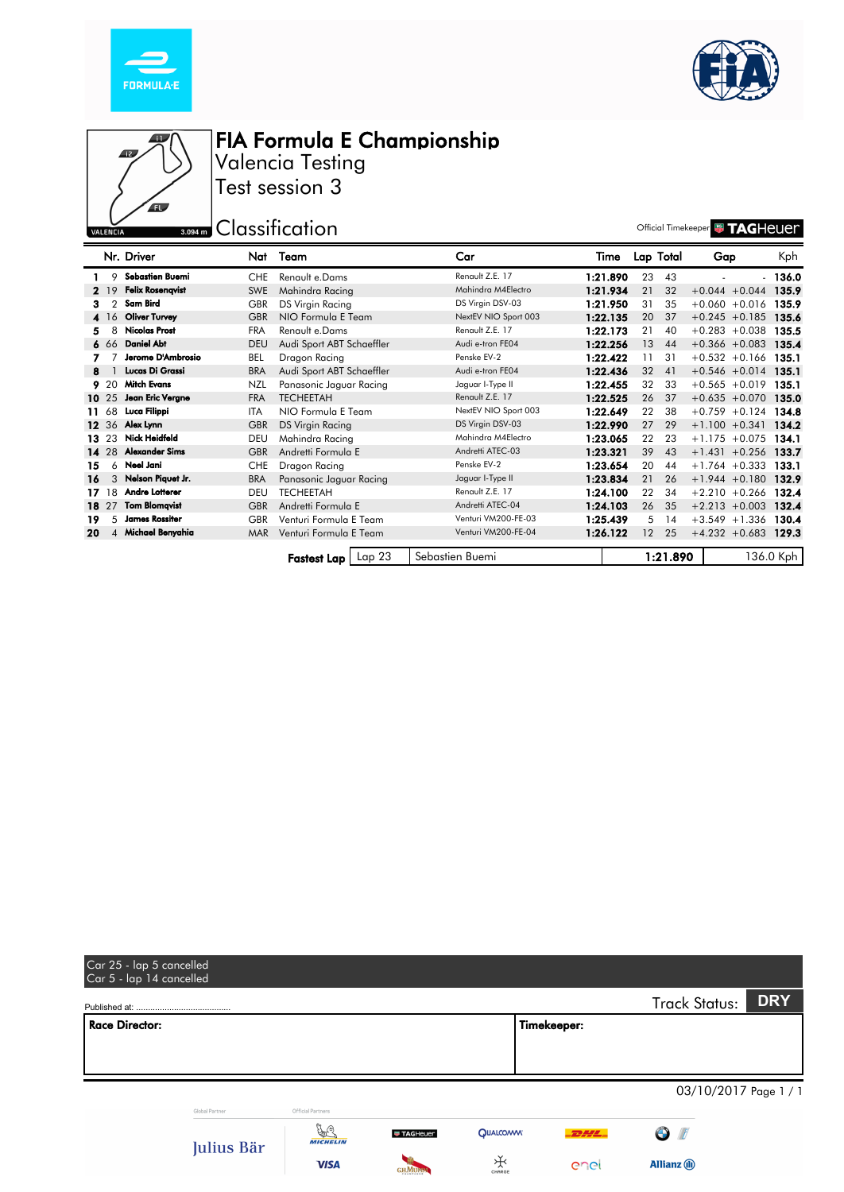# FIA Formula E Championship

## Valencia Testing

## Test session 3

VALENCIA 3.094 m

## Classification

Official Timekeeper TAGHeuer

| | Nr. | Driver | Nat | Team | Car | Time | Lap | Total | Gap | | Kph |
|---|---|---|---|---|---|---|---|---|---|---|---|
| 1 | 9 | **Sebastien Buemi** | CHE | Renault e.Dams | Renault Z.E. 17 | **1:21.890** | 23 | 43 | - | - | **136.0** |
| 2 | 19 | **Felix Rosenqvist** | SWE | Mahindra Racing | Mahindra M4Electro | **1:21.934** | 21 | 32 | +0.044 | +0.044 | **135.9** |
| 3 | 2 | **Sam Bird** | GBR | DS Virgin Racing | DS Virgin DSV-03 | **1:21.950** | 31 | 35 | +0.060 | +0.016 | **135.9** |
| 4 | 16 | **Oliver Turvey** | GBR | NIO Formula E Team | NextEV NIO Sport 003 | **1:22.135** | 20 | 37 | +0.245 | +0.185 | **135.6** |
| 5 | 8 | **Nicolas Prost** | FRA | Renault e.Dams | Renault Z.E. 17 | **1:22.173** | 21 | 40 | +0.283 | +0.038 | **135.5** |
| 6 | 66 | **Daniel Abt** | DEU | Audi Sport ABT Schaeffler | Audi e-tron FE04 | **1:22.256** | 13 | 44 | +0.366 | +0.083 | **135.4** |
| 7 | 7 | **Jerome D'Ambrosio** | BEL | Dragon Racing | Penske EV-2 | **1:22.422** | 11 | 31 | +0.532 | +0.166 | **135.1** |
| 8 | 1 | **Lucas Di Grassi** | BRA | Audi Sport ABT Schaeffler | Audi e-tron FE04 | **1:22.436** | 32 | 41 | +0.546 | +0.014 | **135.1** |
| 9 | 20 | **Mitch Evans** | NZL | Panasonic Jaguar Racing | Jaguar I-Type II | **1:22.455** | 32 | 33 | +0.565 | +0.019 | **135.1** |
| 10 | 25 | **Jean Eric Vergne** | FRA | TECHEETAH | Renault Z.E. 17 | **1:22.525** | 26 | 37 | +0.635 | +0.070 | **135.0** |
| 11 | 68 | **Luca Filippi** | ITA | NIO Formula E Team | NextEV NIO Sport 003 | **1:22.649** | 22 | 38 | +0.759 | +0.124 | **134.8** |
| 12 | 36 | **Alex Lynn** | GBR | DS Virgin Racing | DS Virgin DSV-03 | **1:22.990** | 27 | 29 | +1.100 | +0.341 | **134.2** |
| 13 | 23 | **Nick Heidfeld** | DEU | Mahindra Racing | Mahindra M4Electro | **1:23.065** | 22 | 23 | +1.175 | +0.075 | **134.1** |
| 14 | 28 | **Alexander Sims** | GBR | Andretti Formula E | Andretti ATEC-03 | **1:23.321** | 39 | 43 | +1.431 | +0.256 | **133.7** |
| 15 | 6 | **Neel Jani** | CHE | Dragon Racing | Penske EV-2 | **1:23.654** | 20 | 44 | +1.764 | +0.333 | **133.1** |
| 16 | 3 | **Nelson Piquet Jr.** | BRA | Panasonic Jaguar Racing | Jaguar I-Type II | **1:23.834** | 21 | 26 | +1.944 | +0.180 | **132.9** |
| 17 | 18 | **Andre Lotterer** | DEU | TECHEETAH | Renault Z.E. 17 | **1:24.100** | 22 | 34 | +2.210 | +0.266 | **132.4** |
| 18 | 27 | **Tom Blomqvist** | GBR | Andretti Formula E | Andretti ATEC-04 | **1:24.103** | 26 | 35 | +2.213 | +0.003 | **132.4** |
| 19 | 5 | **James Rossiter** | GBR | Venturi Formula E Team | Venturi VM200-FE-03 | **1:25.439** | 5 | 14 | +3.549 | +1.336 | **130.4** |
| 20 | 4 | **Michael Benyahia** | MAR | Venturi Formula E Team | Venturi VM200-FE-04 | **1:26.122** | 12 | 25 | +4.232 | +0.683 | **129.3** |

| **Fastest Lap** | Lap 23 | Sebastien Buemi | **1:21.890** | 136.0 Kph |
|---|---|---|---|---|

Car 25 - lap 5 cancelled
Car 5 - lap 14 cancelled

Published at: ........................................

Track Status: **DRY**

| **Race Director:** | **Timekeeper:** |
|---|---|

03/10/2017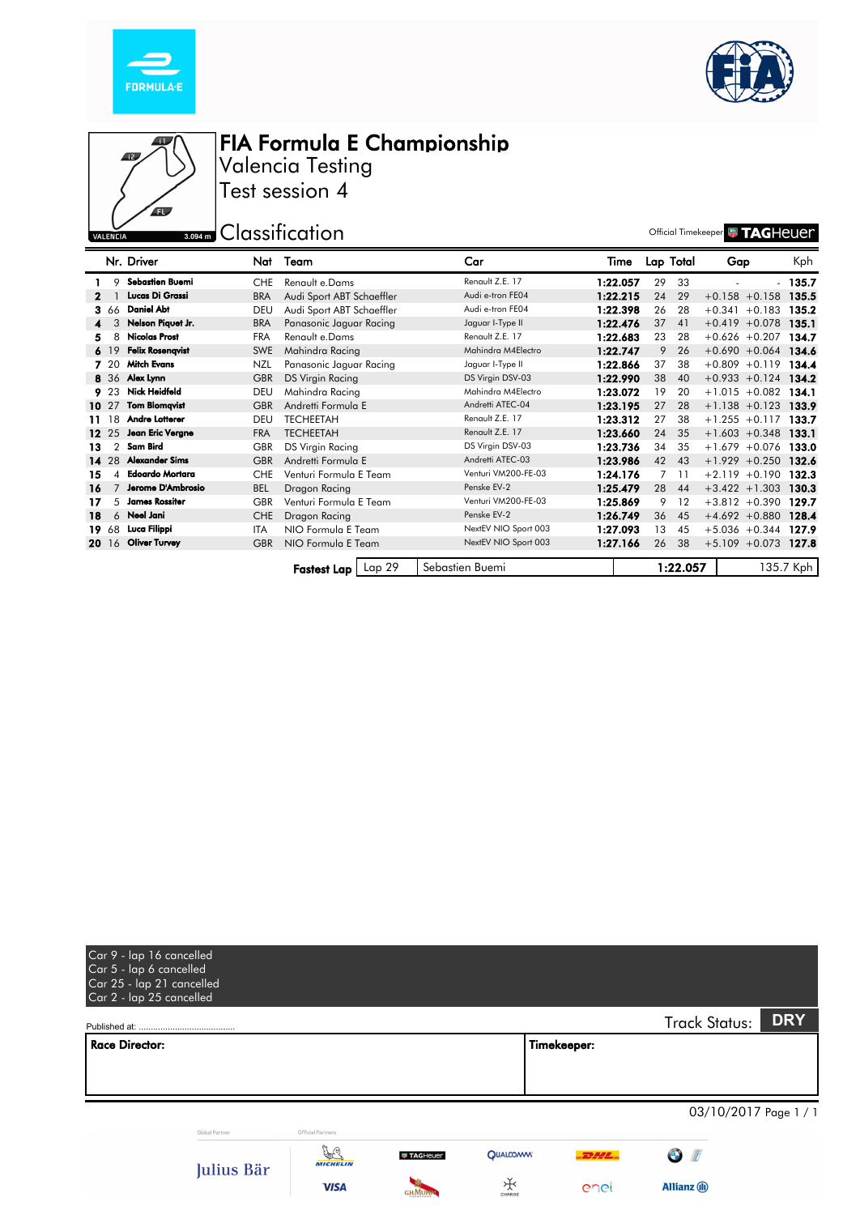# FIA Formula E Championship

## Valencia Testing

## Test session 4

## Classification

Official Timekeeper TAGHeuer

| | Nr. | Driver | Nat | Team | Car | Time | Lap | Total | Gap | | Kph |
|---|---|---|---|---|---|---|---|---|---|---|---|
| 1 | 9 | Sebastien Buemi | CHE | Renault e.Dams | Renault Z.E. 17 | 1:22.057 | 29 | 33 | - | - | 135.7 |
| 2 | 1 | Lucas Di Grassi | BRA | Audi Sport ABT Schaeffler | Audi e-tron FE04 | 1:22.215 | 24 | 29 | +0.158 | +0.158 | 135.5 |
| 3 | 66 | Daniel Abt | DEU | Audi Sport ABT Schaeffler | Audi e-tron FE04 | 1:22.398 | 26 | 28 | +0.341 | +0.183 | 135.2 |
| 4 | 3 | Nelson Piquet Jr. | BRA | Panasonic Jaguar Racing | Jaguar I-Type II | 1:22.476 | 37 | 41 | +0.419 | +0.078 | 135.1 |
| 5 | 8 | Nicolas Prost | FRA | Renault e.Dams | Renault Z.E. 17 | 1:22.683 | 23 | 28 | +0.626 | +0.207 | 134.7 |
| 6 | 19 | Felix Rosenqvist | SWE | Mahindra Racing | Mahindra M4Electro | 1:22.747 | 9 | 26 | +0.690 | +0.064 | 134.6 |
| 7 | 20 | Mitch Evans | NZL | Panasonic Jaguar Racing | Jaguar I-Type II | 1:22.866 | 37 | 38 | +0.809 | +0.119 | 134.4 |
| 8 | 36 | Alex Lynn | GBR | DS Virgin Racing | DS Virgin DSV-03 | 1:22.990 | 38 | 40 | +0.933 | +0.124 | 134.2 |
| 9 | 23 | Nick Heidfeld | DEU | Mahindra Racing | Mahindra M4Electro | 1:23.072 | 19 | 20 | +1.015 | +0.082 | 134.1 |
| 10 | 27 | Tom Blomqvist | GBR | Andretti Formula E | Andretti ATEC-04 | 1:23.195 | 27 | 28 | +1.138 | +0.123 | 133.9 |
| 11 | 18 | Andre Lotterer | DEU | TECHEETAH | Renault Z.E. 17 | 1:23.312 | 27 | 38 | +1.255 | +0.117 | 133.7 |
| 12 | 25 | Jean Eric Vergne | FRA | TECHEETAH | Renault Z.E. 17 | 1:23.660 | 24 | 35 | +1.603 | +0.348 | 133.1 |
| 13 | 2 | Sam Bird | GBR | DS Virgin Racing | DS Virgin DSV-03 | 1:23.736 | 34 | 35 | +1.679 | +0.076 | 133.0 |
| 14 | 28 | Alexander Sims | GBR | Andretti Formula E | Andretti ATEC-03 | 1:23.986 | 42 | 43 | +1.929 | +0.250 | 132.6 |
| 15 | 4 | Edoardo Mortara | CHE | Venturi Formula E Team | Venturi VM200-FE-03 | 1:24.176 | 7 | 11 | +2.119 | +0.190 | 132.3 |
| 16 | 7 | Jerome D'Ambrosio | BEL | Dragon Racing | Penske EV-2 | 1:25.479 | 28 | 44 | +3.422 | +1.303 | 130.3 |
| 17 | 5 | James Rossiter | GBR | Venturi Formula E Team | Venturi VM200-FE-03 | 1:25.869 | 9 | 12 | +3.812 | +0.390 | 129.7 |
| 18 | 6 | Neel Jani | CHE | Dragon Racing | Penske EV-2 | 1:26.749 | 36 | 45 | +4.692 | +0.880 | 128.4 |
| 19 | 68 | Luca Filippi | ITA | NIO Formula E Team | NextEV NIO Sport 003 | 1:27.093 | 13 | 45 | +5.036 | +0.344 | 127.9 |
| 20 | 16 | Oliver Turvey | GBR | NIO Formula E Team | NextEV NIO Sport 003 | 1:27.166 | 26 | 38 | +5.109 | +0.073 | 127.8 |

| Fastest Lap | Lap 29 | Sebastien Buemi | 1:22.057 | 135.7 Kph |
|---|---|---|---|---|

Car 9 - lap 16 cancelled
Car 5 - lap 6 cancelled
Car 25 - lap 21 cancelled
Car 2 - lap 25 cancelled

Published at: ........................................

Track Status: **DRY**

| Race Director: | Timekeeper: |
|---|---|
| | |

03/10/2017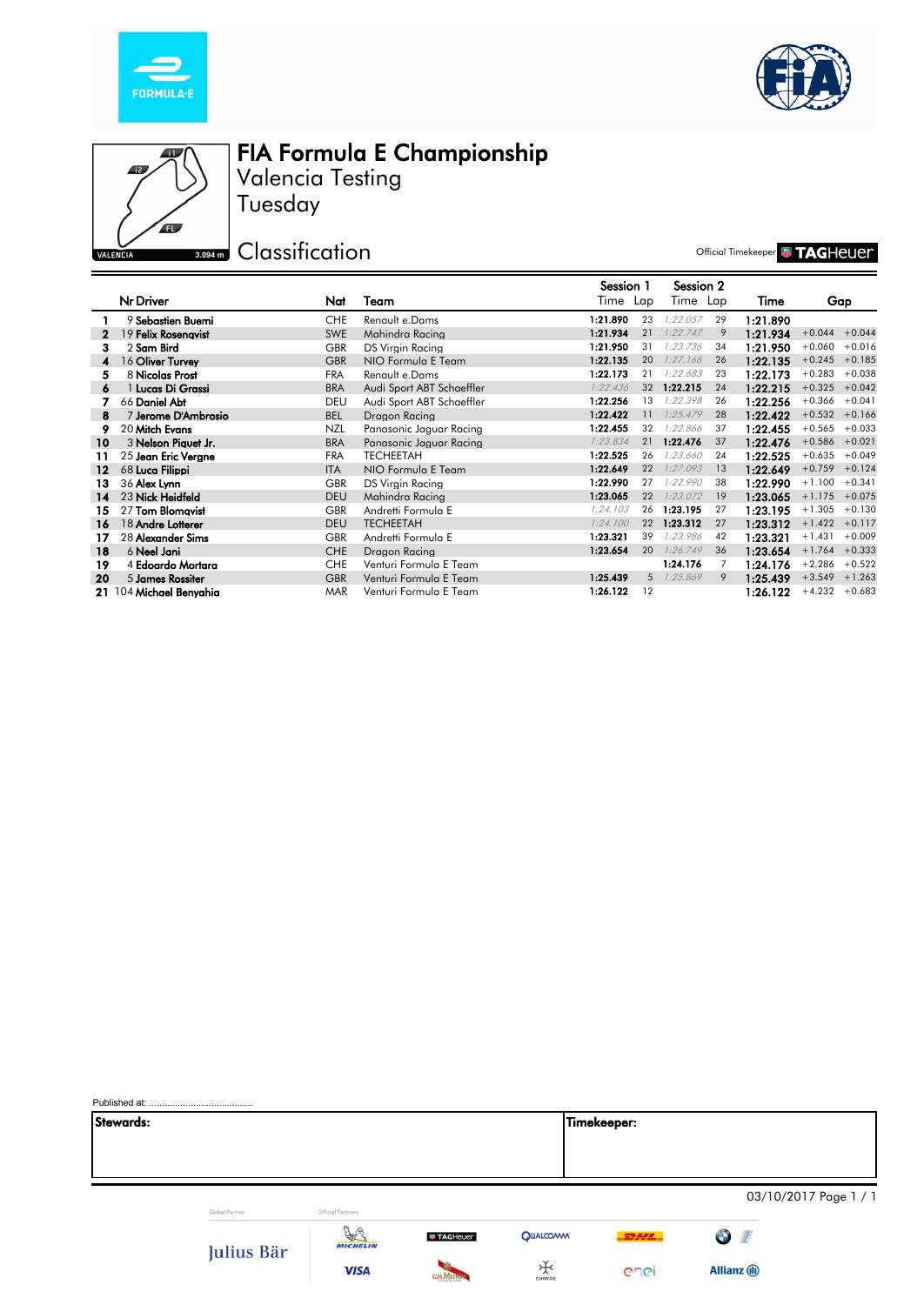# FIA Formula E Championship

## Valencia Testing

## Tuesday

## Classification

Official Timekeeper TAGHeuer

| | Nr | Driver | Nat | Team | Session 1 Time | Session 1 Lap | Session 2 Time | Session 2 Lap | Time | Gap | |
|---|---|---|---|---|---|---|---|---|---|---|---|
| 1 | 9 | Sebastien Buemi | CHE | Renault e.Dams | **1:21.890** | 23 | *1:22.057* | 29 | **1:21.890** | | |
| 2 | 19 | Felix Rosenqvist | SWE | Mahindra Racing | **1:21.934** | 21 | *1:22.747* | 9 | **1:21.934** | +0.044 | +0.044 |
| 3 | 2 | Sam Bird | GBR | DS Virgin Racing | **1:21.950** | 31 | *1:23.736* | 34 | **1:21.950** | +0.060 | +0.016 |
| 4 | 16 | Oliver Turvey | GBR | NIO Formula E Team | **1:22.135** | 20 | *1:27.166* | 26 | **1:22.135** | +0.245 | +0.185 |
| 5 | 8 | Nicolas Prost | FRA | Renault e.Dams | **1:22.173** | 21 | *1:22.683* | 23 | **1:22.173** | +0.283 | +0.038 |
| 6 | 1 | Lucas Di Grassi | BRA | Audi Sport ABT Schaeffler | *1:22.436* | 32 | **1:22.215** | 24 | **1:22.215** | +0.325 | +0.042 |
| 7 | 66 | Daniel Abt | DEU | Audi Sport ABT Schaeffler | **1:22.256** | 13 | *1:22.398* | 26 | **1:22.256** | +0.366 | +0.041 |
| 8 | 7 | Jerome D'Ambrosio | BEL | Dragon Racing | **1:22.422** | 11 | *1:25.479* | 28 | **1:22.422** | +0.532 | +0.166 |
| 9 | 20 | Mitch Evans | NZL | Panasonic Jaguar Racing | **1:22.455** | 32 | *1:22.866* | 37 | **1:22.455** | +0.565 | +0.033 |
| 10 | 3 | Nelson Piquet Jr. | BRA | Panasonic Jaguar Racing | *1:23.834* | 21 | **1:22.476** | 37 | **1:22.476** | +0.586 | +0.021 |
| 11 | 25 | Jean Eric Vergne | FRA | TECHEETAH | **1:22.525** | 26 | *1:23.660* | 24 | **1:22.525** | +0.635 | +0.049 |
| 12 | 68 | Luca Filippi | ITA | NIO Formula E Team | **1:22.649** | 22 | *1:27.093* | 13 | **1:22.649** | +0.759 | +0.124 |
| 13 | 36 | Alex Lynn | GBR | DS Virgin Racing | **1:22.990** | 27 | *1:22.990* | 38 | **1:22.990** | +1.100 | +0.341 |
| 14 | 23 | Nick Heidfeld | DEU | Mahindra Racing | **1:23.065** | 22 | *1:23.072* | 19 | **1:23.065** | +1.175 | +0.075 |
| 15 | 27 | Tom Blomqvist | GBR | Andretti Formula E | *1:24.103* | 26 | **1:23.195** | 27 | **1:23.195** | +1.305 | +0.130 |
| 16 | 18 | Andre Lotterer | DEU | TECHEETAH | *1:24.100* | 22 | **1:23.312** | 27 | **1:23.312** | +1.422 | +0.117 |
| 17 | 28 | Alexander Sims | GBR | Andretti Formula E | **1:23.321** | 39 | *1:23.986* | 42 | **1:23.321** | +1.431 | +0.009 |
| 18 | 6 | Neel Jani | CHE | Dragon Racing | **1:23.654** | 20 | *1:26.749* | 36 | **1:23.654** | +1.764 | +0.333 |
| 19 | 4 | Edoardo Mortara | CHE | Venturi Formula E Team | | | **1:24.176** | 7 | **1:24.176** | +2.286 | +0.522 |
| 20 | 5 | James Rossiter | GBR | Venturi Formula E Team | **1:25.439** | 5 | *1:25.869* | 9 | **1:25.439** | +3.549 | +1.263 |
| 21 | 104 | Michael Benyahia | MAR | Venturi Formula E Team | **1:26.122** | 12 | | | **1:26.122** | +4.232 | +0.683 |

Published at: ..........................................

| Stewards: | Timekeeper: |
|---|---|
| | |

03/10/2017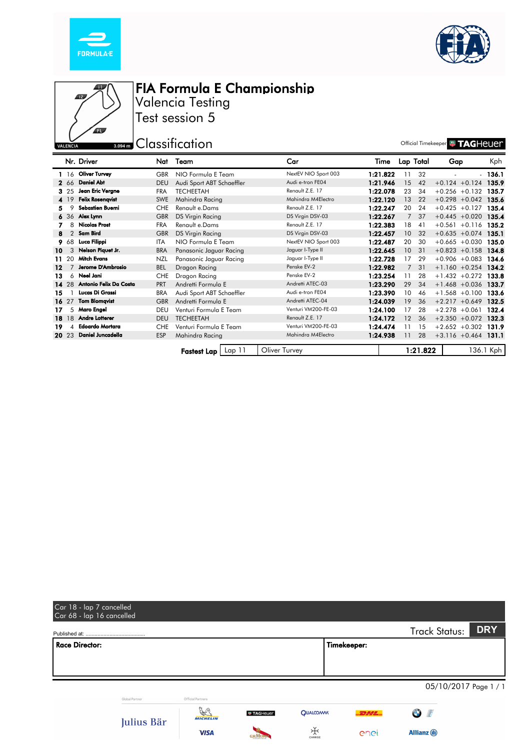# FIA Formula E Championship

## Valencia Testing

## Test session 5

VALENCIA 3.094 m

## Classification

Official Timekeeper TAGHeuer

| | Nr. | Driver | Nat | Team | Car | Time | Lap | Total | Gap | | Kph |
|---|---|---|---|---|---|---|---|---|---|---|---|
| 1 | 16 | **Oliver Turvey** | GBR | NIO Formula E Team | NextEV NIO Sport 003 | **1:21.822** | 11 | 32 | - | - | **136.1** |
| 2 | 66 | **Daniel Abt** | DEU | Audi Sport ABT Schaeffler | Audi e-tron FE04 | **1:21.946** | 15 | 42 | +0.124 | +0.124 | **135.9** |
| 3 | 25 | **Jean Eric Vergne** | FRA | TECHEETAH | Renault Z.E. 17 | **1:22.078** | 23 | 34 | +0.256 | +0.132 | **135.7** |
| 4 | 19 | **Felix Rosenqvist** | SWE | Mahindra Racing | Mahindra M4Electro | **1:22.120** | 13 | 22 | +0.298 | +0.042 | **135.6** |
| 5 | 9 | **Sebastien Buemi** | CHE | Renault e.Dams | Renault Z.E. 17 | **1:22.247** | 20 | 24 | +0.425 | +0.127 | **135.4** |
| 6 | 36 | **Alex Lynn** | GBR | DS Virgin Racing | DS Virgin DSV-03 | **1:22.267** | 7 | 37 | +0.445 | +0.020 | **135.4** |
| 7 | 8 | **Nicolas Prost** | FRA | Renault e.Dams | Renault Z.E. 17 | **1:22.383** | 18 | 41 | +0.561 | +0.116 | **135.2** |
| 8 | 2 | **Sam Bird** | GBR | DS Virgin Racing | DS Virgin DSV-03 | **1:22.457** | 10 | 32 | +0.635 | +0.074 | **135.1** |
| 9 | 68 | **Luca Filippi** | ITA | NIO Formula E Team | NextEV NIO Sport 003 | **1:22.487** | 20 | 30 | +0.665 | +0.030 | **135.0** |
| 10 | 3 | **Nelson Piquet Jr.** | BRA | Panasonic Jaguar Racing | Jaguar I-Type II | **1:22.645** | 10 | 31 | +0.823 | +0.158 | **134.8** |
| 11 | 20 | **Mitch Evans** | NZL | Panasonic Jaguar Racing | Jaguar I-Type II | **1:22.728** | 17 | 29 | +0.906 | +0.083 | **134.6** |
| 12 | 7 | **Jerome D'Ambrosio** | BEL | Dragon Racing | Penske EV-2 | **1:22.982** | 7 | 31 | +1.160 | +0.254 | **134.2** |
| 13 | 6 | **Neel Jani** | CHE | Dragon Racing | Penske EV-2 | **1:23.254** | 11 | 28 | +1.432 | +0.272 | **133.8** |
| 14 | 28 | **Antonio Felix Da Costa** | PRT | Andretti Formula E | Andretti ATEC-03 | **1:23.290** | 29 | 34 | +1.468 | +0.036 | **133.7** |
| 15 | 1 | **Lucas Di Grassi** | BRA | Audi Sport ABT Schaeffler | Audi e-tron FE04 | **1:23.390** | 10 | 46 | +1.568 | +0.100 | **133.6** |
| 16 | 27 | **Tom Blomqvist** | GBR | Andretti Formula E | Andretti ATEC-04 | **1:24.039** | 19 | 36 | +2.217 | +0.649 | **132.5** |
| 17 | 5 | **Maro Engel** | DEU | Venturi Formula E Team | Venturi VM200-FE-03 | **1:24.100** | 17 | 28 | +2.278 | +0.061 | **132.4** |
| 18 | 18 | **Andre Lotterer** | DEU | TECHEETAH | Renault Z.E. 17 | **1:24.172** | 12 | 36 | +2.350 | +0.072 | **132.3** |
| 19 | 4 | **Edoardo Mortara** | CHE | Venturi Formula E Team | Venturi VM200-FE-03 | **1:24.474** | 11 | 15 | +2.652 | +0.302 | **131.9** |
| 20 | 23 | **Daniel Juncadella** | ESP | Mahindra Racing | Mahindra M4Electro | **1:24.938** | 11 | 28 | +3.116 | +0.464 | **131.1** |

| **Fastest Lap** | Lap 11 | Oliver Turvey | **1:21.822** | 136.1 Kph |
|---|---|---|---|---|

Car 18 - lap 7 cancelled
Car 68 - lap 16 cancelled

Published at: ........................................

Track Status: **DRY**

| **Race Director:** | **Timekeeper:** |
|---|---|
| | |

05/10/2017

Global Partner: Julius Bär

Official Partners: Michelin, TAGHeuer, Qualcomm, DHL, BMW, VISA, G.H.Mumm, Charge, enel, Allianz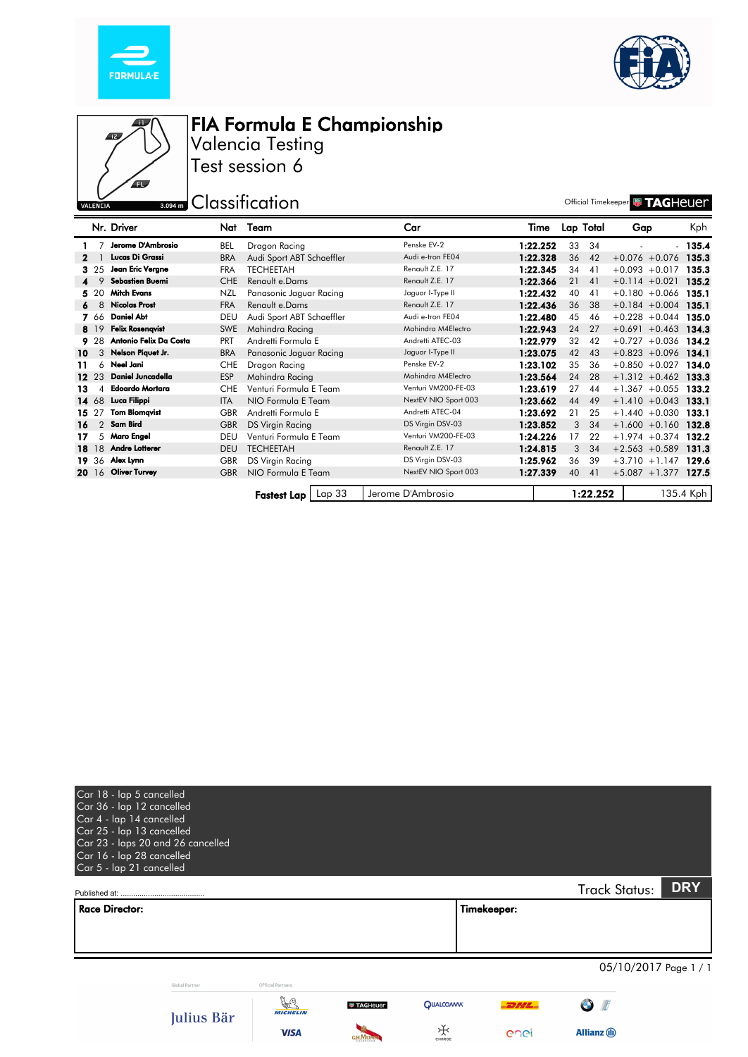# FIA Formula E Championship

## Valencia Testing

## Test session 6

## Classification

VALENCIA 3.094 m

Official Timekeeper TAG Heuer

| | Nr. | Driver | Nat | Team | Car | Time | Lap | Total | Gap | | Kph |
|---|---|---|---|---|---|---|---|---|---|---|---|
| 1 | 7 | **Jerome D'Ambrosio** | BEL | Dragon Racing | Penske EV-2 | **1:22.252** | 33 | 34 | - | - | **135.4** |
| 2 | 1 | **Lucas Di Grassi** | BRA | Audi Sport ABT Schaeffler | Audi e-tron FE04 | **1:22.328** | 36 | 42 | +0.076 | +0.076 | **135.3** |
| 3 | 25 | **Jean Eric Vergne** | FRA | TECHEETAH | Renault Z.E. 17 | **1:22.345** | 34 | 41 | +0.093 | +0.017 | **135.3** |
| 4 | 9 | **Sebastien Buemi** | CHE | Renault e.Dams | Renault Z.E. 17 | **1:22.366** | 21 | 41 | +0.114 | +0.021 | **135.2** |
| 5 | 20 | **Mitch Evans** | NZL | Panasonic Jaguar Racing | Jaguar I-Type II | **1:22.432** | 40 | 41 | +0.180 | +0.066 | **135.1** |
| 6 | 8 | **Nicolas Prost** | FRA | Renault e.Dams | Renault Z.E. 17 | **1:22.436** | 36 | 38 | +0.184 | +0.004 | **135.1** |
| 7 | 66 | **Daniel Abt** | DEU | Audi Sport ABT Schaeffler | Audi e-tron FE04 | **1:22.480** | 45 | 46 | +0.228 | +0.044 | **135.0** |
| 8 | 19 | **Felix Rosenqvist** | SWE | Mahindra Racing | Mahindra M4Electro | **1:22.943** | 24 | 27 | +0.691 | +0.463 | **134.3** |
| 9 | 28 | **Antonio Felix Da Costa** | PRT | Andretti Formula E | Andretti ATEC-03 | **1:22.979** | 32 | 42 | +0.727 | +0.036 | **134.2** |
| 10 | 3 | **Nelson Piquet Jr.** | BRA | Panasonic Jaguar Racing | Jaguar I-Type II | **1:23.075** | 42 | 43 | +0.823 | +0.096 | **134.1** |
| 11 | 6 | **Neel Jani** | CHE | Dragon Racing | Penske EV-2 | **1:23.102** | 35 | 36 | +0.850 | +0.027 | **134.0** |
| 12 | 23 | **Daniel Juncadella** | ESP | Mahindra Racing | Mahindra M4Electro | **1:23.564** | 24 | 28 | +1.312 | +0.462 | **133.3** |
| 13 | 4 | **Edoardo Mortara** | CHE | Venturi Formula E Team | Venturi VM200-FE-03 | **1:23.619** | 27 | 44 | +1.367 | +0.055 | **133.2** |
| 14 | 68 | **Luca Filippi** | ITA | NIO Formula E Team | NextEV NIO Sport 003 | **1:23.662** | 44 | 49 | +1.410 | +0.043 | **133.1** |
| 15 | 27 | **Tom Blomqvist** | GBR | Andretti Formula E | Andretti ATEC-04 | **1:23.692** | 21 | 25 | +1.440 | +0.030 | **133.1** |
| 16 | 2 | **Sam Bird** | GBR | DS Virgin Racing | DS Virgin DSV-03 | **1:23.852** | 3 | 34 | +1.600 | +0.160 | **132.8** |
| 17 | 5 | **Maro Engel** | DEU | Venturi Formula E Team | Venturi VM200-FE-03 | **1:24.226** | 17 | 22 | +1.974 | +0.374 | **132.2** |
| 18 | 18 | **Andre Lotterer** | DEU | TECHEETAH | Renault Z.E. 17 | **1:24.815** | 3 | 34 | +2.563 | +0.589 | **131.3** |
| 19 | 36 | **Alex Lynn** | GBR | DS Virgin Racing | DS Virgin DSV-03 | **1:25.962** | 36 | 39 | +3.710 | +1.147 | **129.6** |
| 20 | 16 | **Oliver Turvey** | GBR | NIO Formula E Team | NextEV NIO Sport 003 | **1:27.339** | 40 | 41 | +5.087 | +1.377 | **127.5** |

| **Fastest Lap** | Lap 33 | Jerome D'Ambrosio | **1:22.252** | 135.4 Kph |
|---|---|---|---|---|

Car 18 - lap 5 cancelled
Car 36 - lap 12 cancelled
Car 4 - lap 14 cancelled
Car 25 - lap 13 cancelled
Car 23 - laps 20 and 26 cancelled
Car 16 - lap 28 cancelled
Car 5 - lap 21 cancelled

Published at: ........................................

Track Status: **DRY**

| **Race Director:** | **Timekeeper:** |
|---|---|
| | |

05/10/2017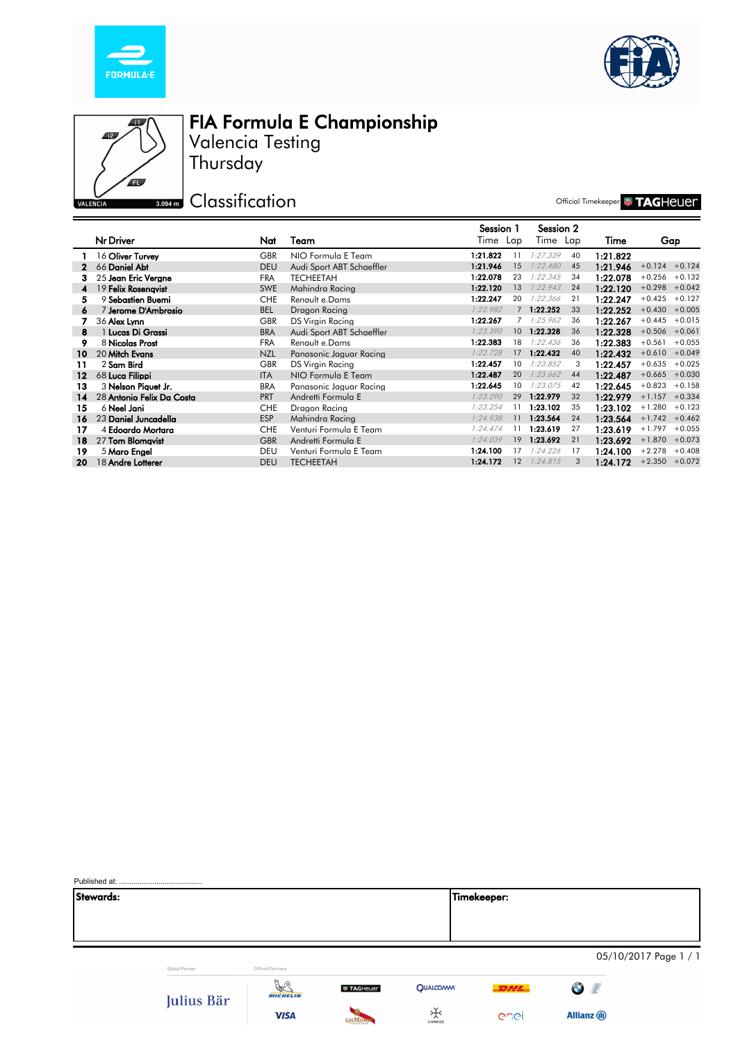# FIA Formula E Championship

## Valencia Testing

## Thursday

## Classification

Official Timekeeper TAGHeuer

| | Nr | Driver | Nat | Team | Session 1 Time | Session 1 Lap | Session 2 Time | Session 2 Lap | Time | Gap | |
|---|---|---|---|---|---|---|---|---|---|---|---|
| 1 | 16 | Oliver Turvey | GBR | NIO Formula E Team | 1:21.822 | 11 | 1:27.339 | 40 | 1:21.822 | | |
| 2 | 66 | Daniel Abt | DEU | Audi Sport ABT Schaeffler | 1:21.946 | 15 | 1:22.480 | 45 | 1:21.946 | +0.124 | +0.124 |
| 3 | 25 | Jean Eric Vergne | FRA | TECHEETAH | 1:22.078 | 23 | 1:22.345 | 34 | 1:22.078 | +0.256 | +0.132 |
| 4 | 19 | Felix Rosenqvist | SWE | Mahindra Racing | 1:22.120 | 13 | 1:22.943 | 24 | 1:22.120 | +0.298 | +0.042 |
| 5 | 9 | Sebastien Buemi | CHE | Renault e.Dams | 1:22.247 | 20 | 1:22.366 | 21 | 1:22.247 | +0.425 | +0.127 |
| 6 | 7 | Jerome D'Ambrosio | BEL | Dragon Racing | 1:22.982 | 7 | 1:22.252 | 33 | 1:22.252 | +0.430 | +0.005 |
| 7 | 36 | Alex Lynn | GBR | DS Virgin Racing | 1:22.267 | 7 | 1:25.962 | 36 | 1:22.267 | +0.445 | +0.015 |
| 8 | 1 | Lucas Di Grassi | BRA | Audi Sport ABT Schaeffler | 1:23.390 | 10 | 1:22.328 | 36 | 1:22.328 | +0.506 | +0.061 |
| 9 | 8 | Nicolas Prost | FRA | Renault e.Dams | 1:22.383 | 18 | 1:22.436 | 36 | 1:22.383 | +0.561 | +0.055 |
| 10 | 20 | Mitch Evans | NZL | Panasonic Jaguar Racing | 1:22.728 | 17 | 1:22.432 | 40 | 1:22.432 | +0.610 | +0.049 |
| 11 | 2 | Sam Bird | GBR | DS Virgin Racing | 1:22.457 | 10 | 1:23.852 | 3 | 1:22.457 | +0.635 | +0.025 |
| 12 | 68 | Luca Filippi | ITA | NIO Formula E Team | 1:22.487 | 20 | 1:23.662 | 44 | 1:22.487 | +0.665 | +0.030 |
| 13 | 3 | Nelson Piquet Jr. | BRA | Panasonic Jaguar Racing | 1:22.645 | 10 | 1:23.075 | 42 | 1:22.645 | +0.823 | +0.158 |
| 14 | 28 | Antonio Felix Da Costa | PRT | Andretti Formula E | 1:23.290 | 29 | 1:22.979 | 32 | 1:22.979 | +1.157 | +0.334 |
| 15 | 6 | Neel Jani | CHE | Dragon Racing | 1:23.254 | 11 | 1:23.102 | 35 | 1:23.102 | +1.280 | +0.123 |
| 16 | 23 | Daniel Juncadella | ESP | Mahindra Racing | 1:24.938 | 11 | 1:23.564 | 24 | 1:23.564 | +1.742 | +0.462 |
| 17 | 4 | Edoardo Mortara | CHE | Venturi Formula E Team | 1:24.474 | 11 | 1:23.619 | 27 | 1:23.619 | +1.797 | +0.055 |
| 18 | 27 | Tom Blomqvist | GBR | Andretti Formula E | 1:24.039 | 19 | 1:23.692 | 21 | 1:23.692 | +1.870 | +0.073 |
| 19 | 5 | Maro Engel | DEU | Venturi Formula E Team | 1:24.100 | 17 | 1:24.226 | 17 | 1:24.100 | +2.278 | +0.408 |
| 20 | 18 | Andre Lotterer | DEU | TECHEETAH | 1:24.172 | 12 | 1:24.815 | 3 | 1:24.172 | +2.350 | +0.072 |

Published at: ........................................

| Stewards: | Timekeeper: |
|---|---|
| | |

05/10/2017